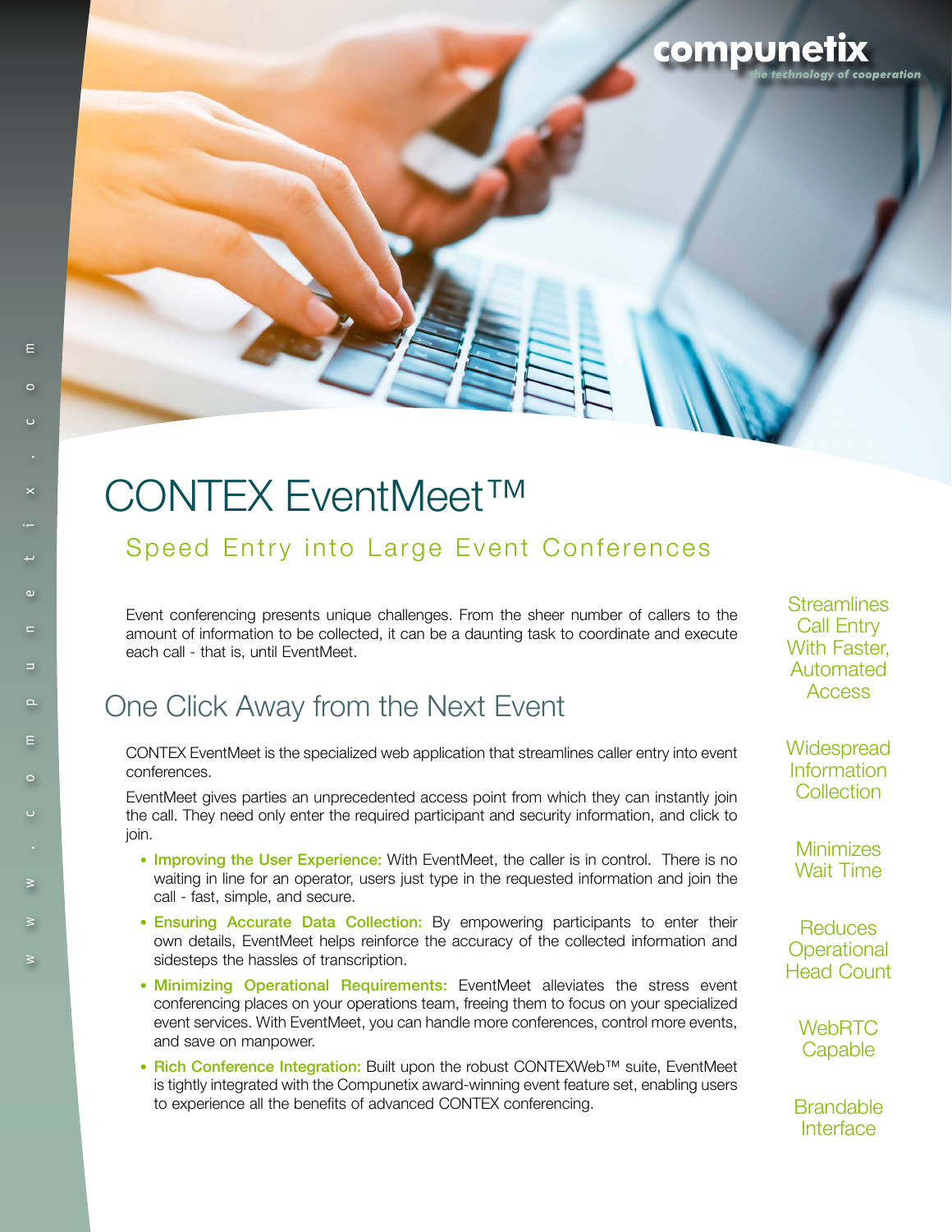compunetix
*the technology of cooperation*

# CONTEX EventMeet™

## Speed Entry into Large Event Conferences

Event conferencing presents unique challenges. From the sheer number of callers to the amount of information to be collected, it can be a daunting task to coordinate and execute each call - that is, until EventMeet.

## One Click Away from the Next Event

CONTEX EventMeet is the specialized web application that streamlines caller entry into event conferences.

EventMeet gives parties an unprecedented access point from which they can instantly join the call. They need only enter the required participant and security information, and click to join.

- **Improving the User Experience:** With EventMeet, the caller is in control. There is no waiting in line for an operator, users just type in the requested information and join the call - fast, simple, and secure.
- **Ensuring Accurate Data Collection:** By empowering participants to enter their own details, EventMeet helps reinforce the accuracy of the collected information and sidesteps the hassles of transcription.
- **Minimizing Operational Requirements:** EventMeet alleviates the stress event conferencing places on your operations team, freeing them to focus on your specialized event services. With EventMeet, you can handle more conferences, control more events, and save on manpower.
- **Rich Conference Integration:** Built upon the robust CONTEXWeb™ suite, EventMeet is tightly integrated with the Compunetix award-winning event feature set, enabling users to experience all the benefits of advanced CONTEX conferencing.

Streamlines Call Entry With Faster, Automated Access

Widespread Information Collection

Minimizes Wait Time

Reduces Operational Head Count

WebRTC Capable

Brandable Interface

www.compunetix.com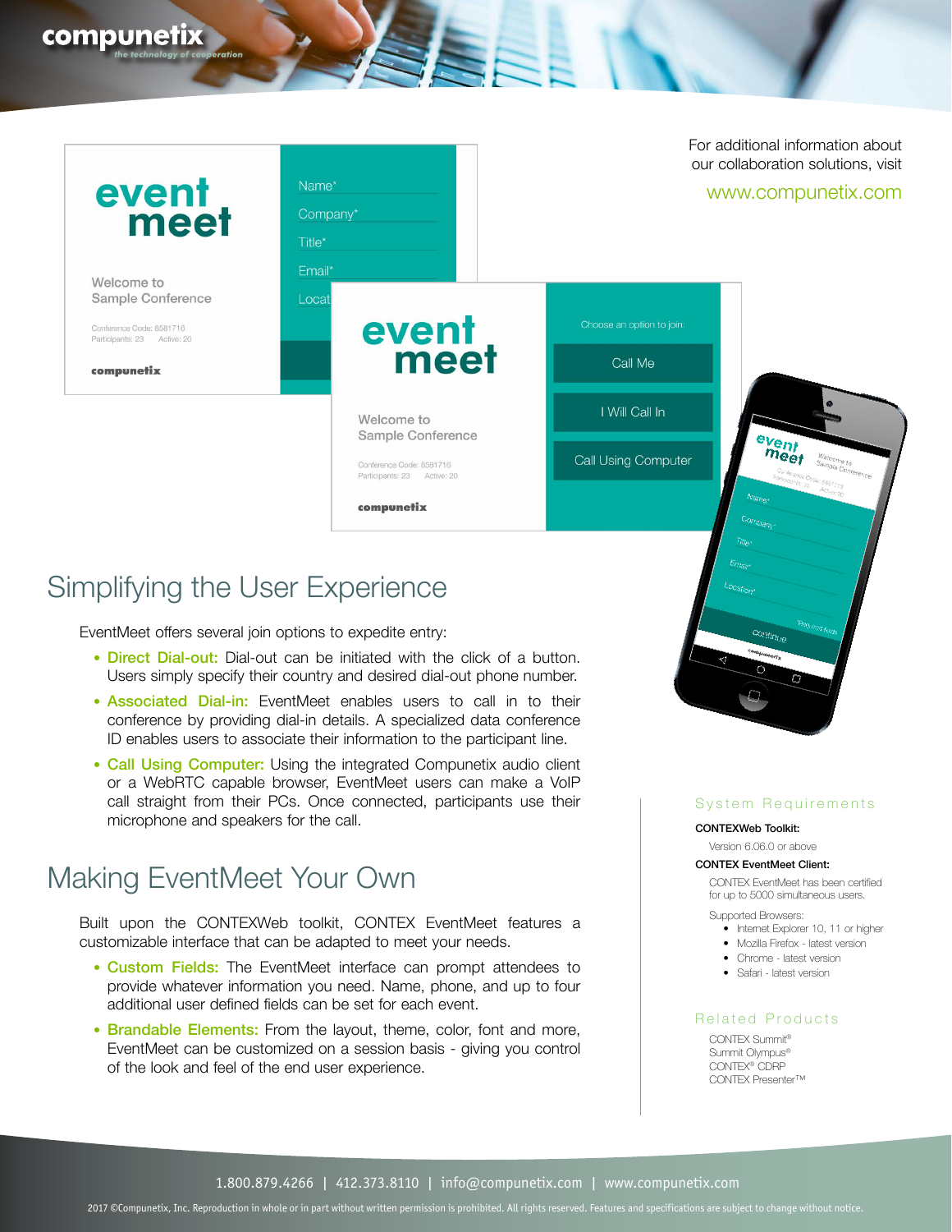For additional information about our collaboration solutions, visit

www.compunetix.com

## Simplifying the User Experience

EventMeet offers several join options to expedite entry:

- **Direct Dial-out:** Dial-out can be initiated with the click of a button. Users simply specify their country and desired dial-out phone number.
- **Associated Dial-in:** EventMeet enables users to call in to their conference by providing dial-in details. A specialized data conference ID enables users to associate their information to the participant line.
- **Call Using Computer:** Using the integrated Compunetix audio client or a WebRTC capable browser, EventMeet users can make a VoIP call straight from their PCs. Once connected, participants use their microphone and speakers for the call.

## Making EventMeet Your Own

Built upon the CONTEXWeb toolkit, CONTEX EventMeet features a customizable interface that can be adapted to meet your needs.

- **Custom Fields:** The EventMeet interface can prompt attendees to provide whatever information you need. Name, phone, and up to four additional user defined fields can be set for each event.
- **Brandable Elements:** From the layout, theme, color, font and more, EventMeet can be customized on a session basis - giving you control of the look and feel of the end user experience.

### System Requirements

**CONTEXWeb Toolkit:**

Version 6.06.0 or above

**CONTEX EventMeet Client:**

CONTEX EventMeet has been certified for up to 5000 simultaneous users.

Supported Browsers:

- Internet Explorer 10, 11 or higher
- Mozilla Firefox - latest version
- Chrome - latest version
- Safari - latest version

### Related Products

CONTEX Summit®
Summit Olympus®
CONTEX® CDRP
CONTEX Presenter™

1.800.879.4266 | 412.373.8110 | info@compunetix.com | www.compunetix.com

2017 ©Compunetix, Inc. Reproduction in whole or in part without written permission is prohibited. All rights reserved. Features and specifications are subject to change without notice.